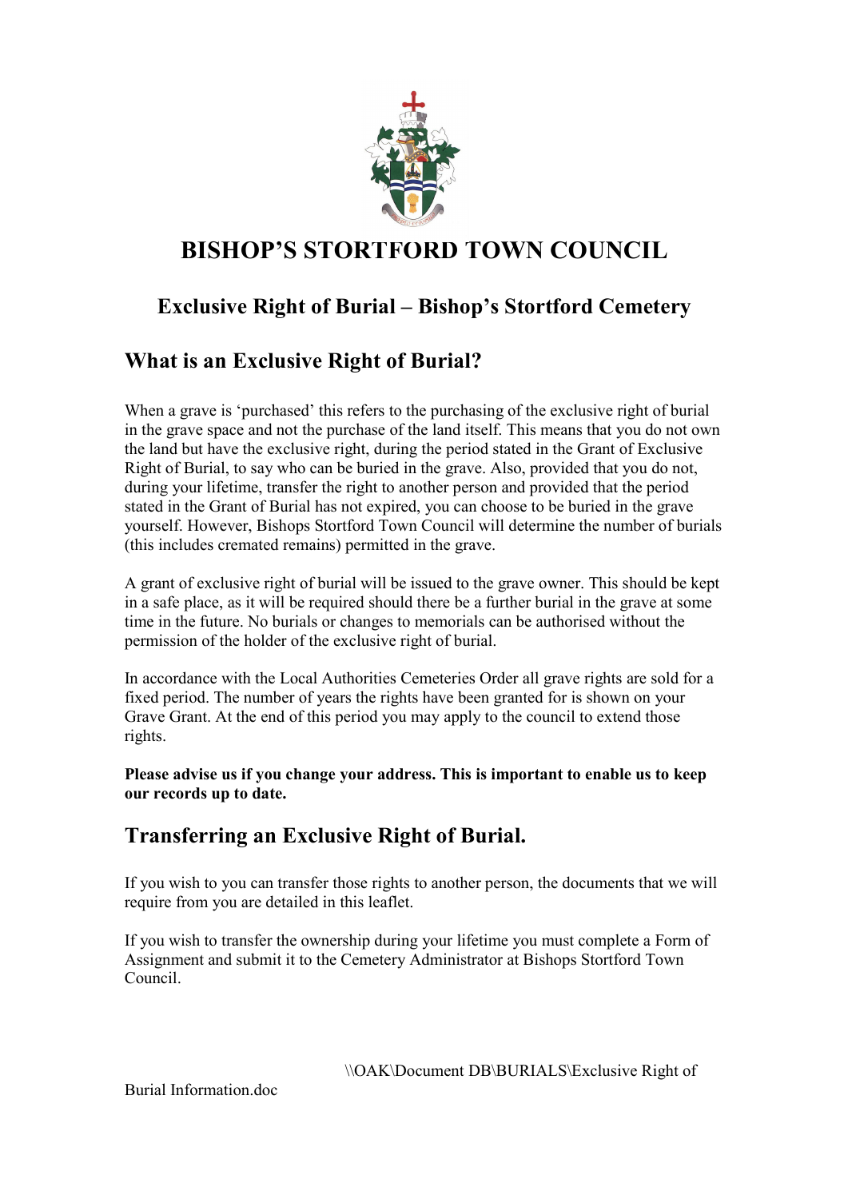# BISHOP'S STORTFORD TOWN COUNCIL

## Exclusive Right of Burial – Bishop's Stortford Cemetery

### What is an Exclusive Right of Burial?

When a grave is 'purchased' this refers to the purchasing of the exclusive right of burial in the grave space and not the purchase of the land itself. This means that you do not own the land but have the exclusive right, during the period stated in the Grant of Exclusive Right of Burial, to say who can be buried in the grave. Also, provided that you do not, during your lifetime, transfer the right to another person and provided that the period stated in the Grant of Burial has not expired, you can choose to be buried in the grave yourself. However, Bishops Stortford Town Council will determine the number of burials (this includes cremated remains) permitted in the grave.

A grant of exclusive right of burial will be issued to the grave owner. This should be kept in a safe place, as it will be required should there be a further burial in the grave at some time in the future. No burials or changes to memorials can be authorised without the permission of the holder of the exclusive right of burial.

In accordance with the Local Authorities Cemeteries Order all grave rights are sold for a fixed period. The number of years the rights have been granted for is shown on your Grave Grant. At the end of this period you may apply to the council to extend those rights.

**Please advise us if you change your address. This is important to enable us to keep our records up to date.**

### Transferring an Exclusive Right of Burial.

If you wish to you can transfer those rights to another person, the documents that we will require from you are detailed in this leaflet.

If you wish to transfer the ownership during your lifetime you must complete a Form of Assignment and submit it to the Cemetery Administrator at Bishops Stortford Town Council.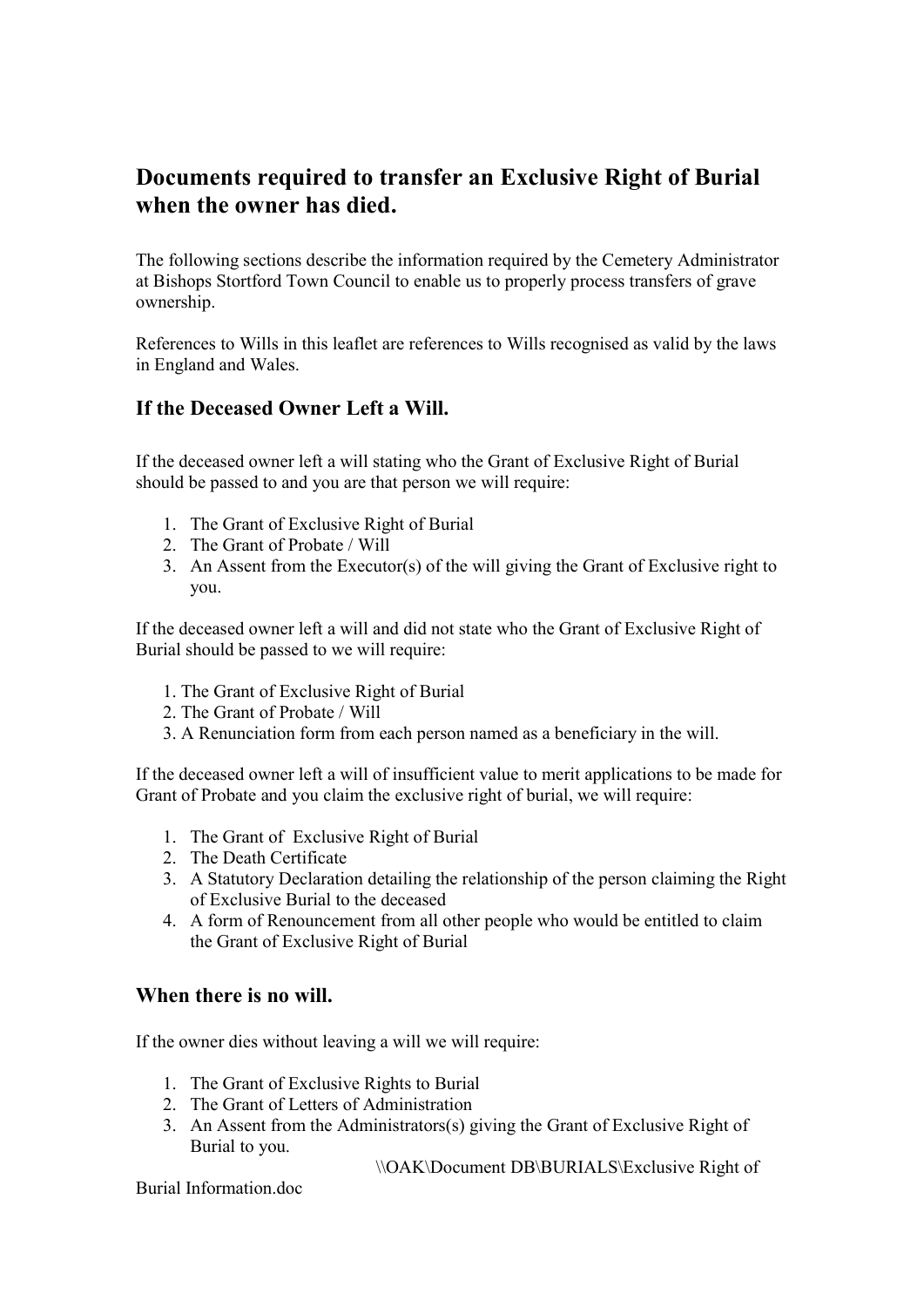## Documents required to transfer an Exclusive Right of Burial when the owner has died.

The following sections describe the information required by the Cemetery Administrator at Bishops Stortford Town Council to enable us to properly process transfers of grave ownership.

References to Wills in this leaflet are references to Wills recognised as valid by the laws in England and Wales.

### If the Deceased Owner Left a Will.

If the deceased owner left a will stating who the Grant of Exclusive Right of Burial should be passed to and you are that person we will require:

1. The Grant of Exclusive Right of Burial
2. The Grant of Probate / Will
3. An Assent from the Executor(s) of the will giving the Grant of Exclusive right to you.

If the deceased owner left a will and did not state who the Grant of Exclusive Right of Burial should be passed to we will require:

1. The Grant of Exclusive Right of Burial
2. The Grant of Probate / Will
3. A Renunciation form from each person named as a beneficiary in the will.

If the deceased owner left a will of insufficient value to merit applications to be made for Grant of Probate and you claim the exclusive right of burial, we will require:

1. The Grant of Exclusive Right of Burial
2. The Death Certificate
3. A Statutory Declaration detailing the relationship of the person claiming the Right of Exclusive Burial to the deceased
4. A form of Renouncement from all other people who would be entitled to claim the Grant of Exclusive Right of Burial

### When there is no will.

If the owner dies without leaving a will we will require:

1. The Grant of Exclusive Rights to Burial
2. The Grant of Letters of Administration
3. An Assent from the Administrators(s) giving the Grant of Exclusive Right of Burial to you.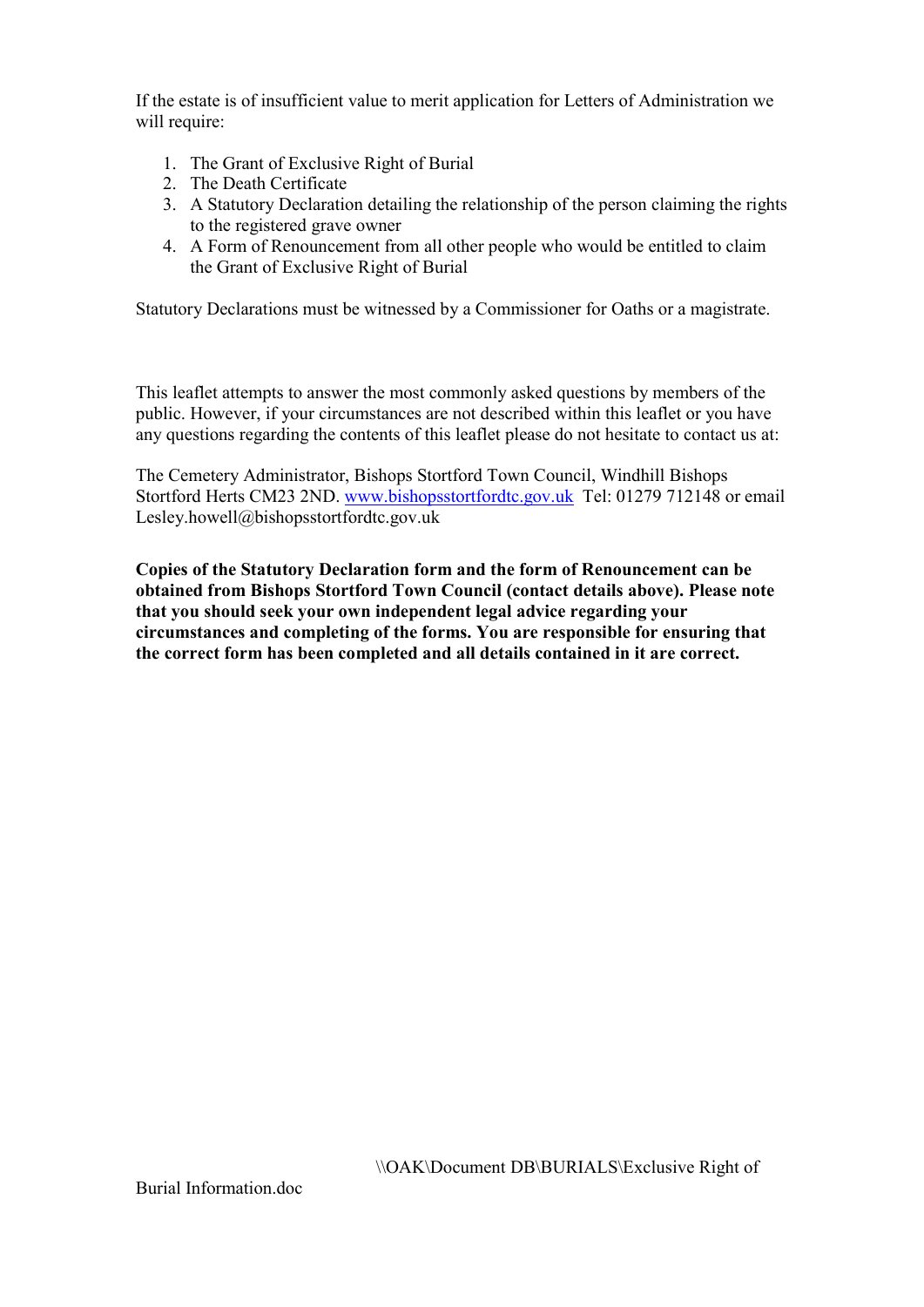If the estate is of insufficient value to merit application for Letters of Administration we will require:

1. The Grant of Exclusive Right of Burial
2. The Death Certificate
3. A Statutory Declaration detailing the relationship of the person claiming the rights to the registered grave owner
4. A Form of Renouncement from all other people who would be entitled to claim the Grant of Exclusive Right of Burial

Statutory Declarations must be witnessed by a Commissioner for Oaths or a magistrate.

This leaflet attempts to answer the most commonly asked questions by members of the public. However, if your circumstances are not described within this leaflet or you have any questions regarding the contents of this leaflet please do not hesitate to contact us at:

The Cemetery Administrator, Bishops Stortford Town Council, Windhill Bishops Stortford Herts CM23 2ND. www.bishopsstortfordtc.gov.uk Tel: 01279 712148 or email Lesley.howell@bishopsstortfordtc.gov.uk

**Copies of the Statutory Declaration form and the form of Renouncement can be obtained from Bishops Stortford Town Council (contact details above). Please note that you should seek your own independent legal advice regarding your circumstances and completing of the forms. You are responsible for ensuring that the correct form has been completed and all details contained in it are correct.**